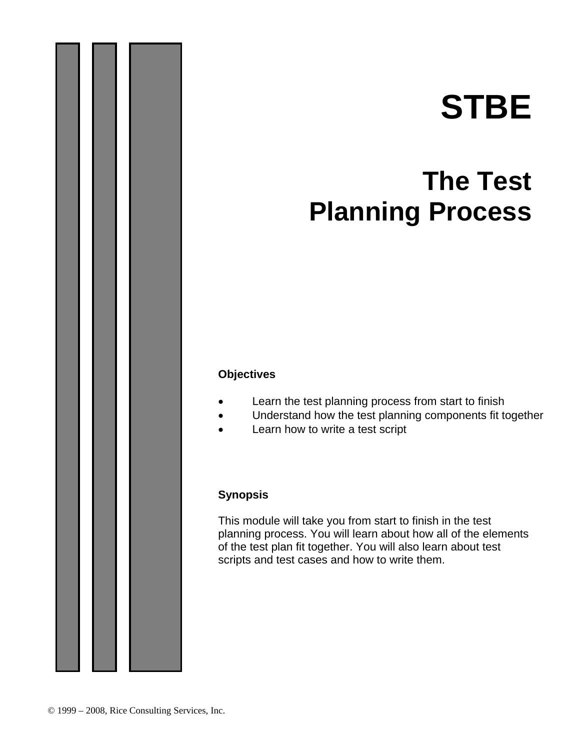# STBE

## The Test Planning Process

**Objectives**

- Learn the test planning process from start to finish
- Understand how the test planning components fit together
- Learn how to write a test script

**Synopsis**

This module will take you from start to finish in the test planning process. You will learn about how all of the elements of the test plan fit together. You will also learn about test scripts and test cases and how to write them.

© 1999 – 2008, Rice Consulting Services, Inc.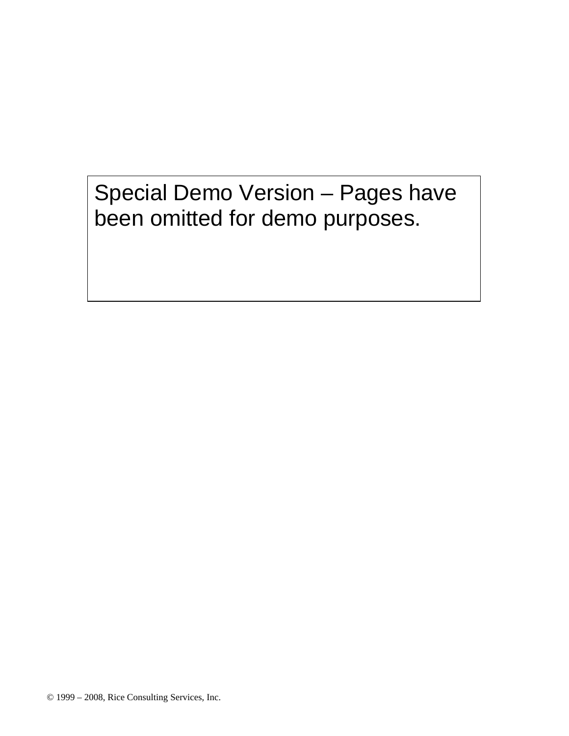Special Demo Version – Pages have been omitted for demo purposes.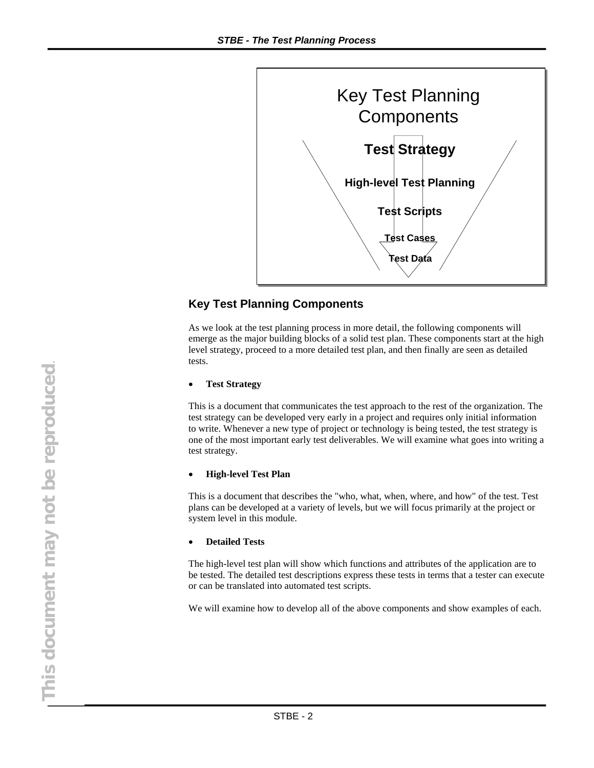Key Test Planning Components

**Test Strategy**

**High-level Test Planning**

**Test Scripts**

**Test Cases**

**Test Data**

## Key Test Planning Components

As we look at the test planning process in more detail, the following components will emerge as the major building blocks of a solid test plan. These components start at the high level strategy, proceed to a more detailed test plan, and then finally are seen as detailed tests.

- **Test Strategy**

This is a document that communicates the test approach to the rest of the organization. The test strategy can be developed very early in a project and requires only initial information to write. Whenever a new type of project or technology is being tested, the test strategy is one of the most important early test deliverables. We will examine what goes into writing a test strategy.

- **High-level Test Plan**

This is a document that describes the "who, what, when, where, and how" of the test. Test plans can be developed at a variety of levels, but we will focus primarily at the project or system level in this module.

- **Detailed Tests**

The high-level test plan will show which functions and attributes of the application are to be tested. The detailed test descriptions express these tests in terms that a tester can execute or can be translated into automated test scripts.

We will examine how to develop all of the above components and show examples of each.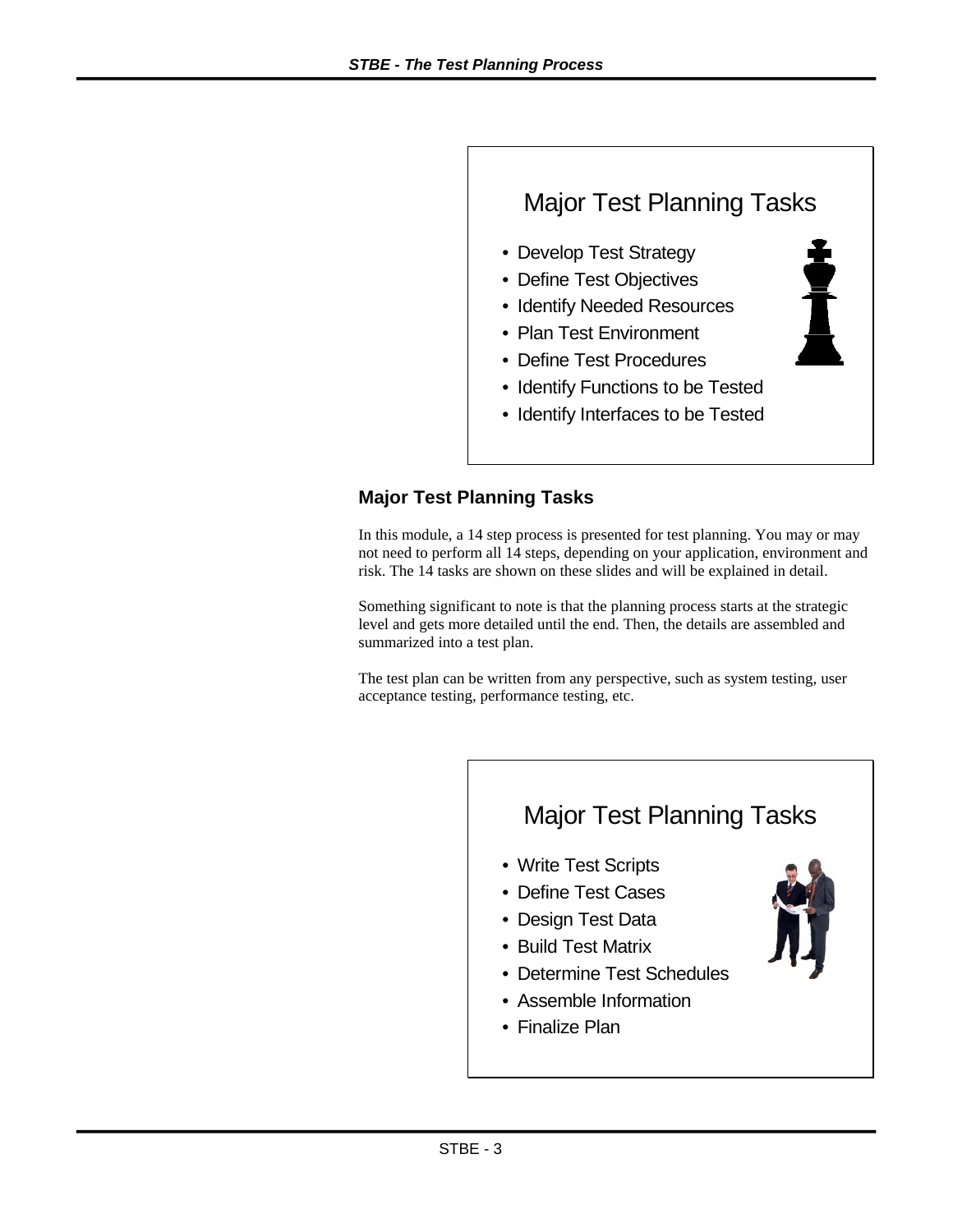## Major Test Planning Tasks

- Develop Test Strategy
- Define Test Objectives
- Identify Needed Resources
- Plan Test Environment
- Define Test Procedures
- Identify Functions to be Tested
- Identify Interfaces to be Tested

### Major Test Planning Tasks

In this module, a 14 step process is presented for test planning. You may or may not need to perform all 14 steps, depending on your application, environment and risk. The 14 tasks are shown on these slides and will be explained in detail.

Something significant to note is that the planning process starts at the strategic level and gets more detailed until the end. Then, the details are assembled and summarized into a test plan.

The test plan can be written from any perspective, such as system testing, user acceptance testing, performance testing, etc.

## Major Test Planning Tasks

- Write Test Scripts
- Define Test Cases
- Design Test Data
- Build Test Matrix
- Determine Test Schedules
- Assemble Information
- Finalize Plan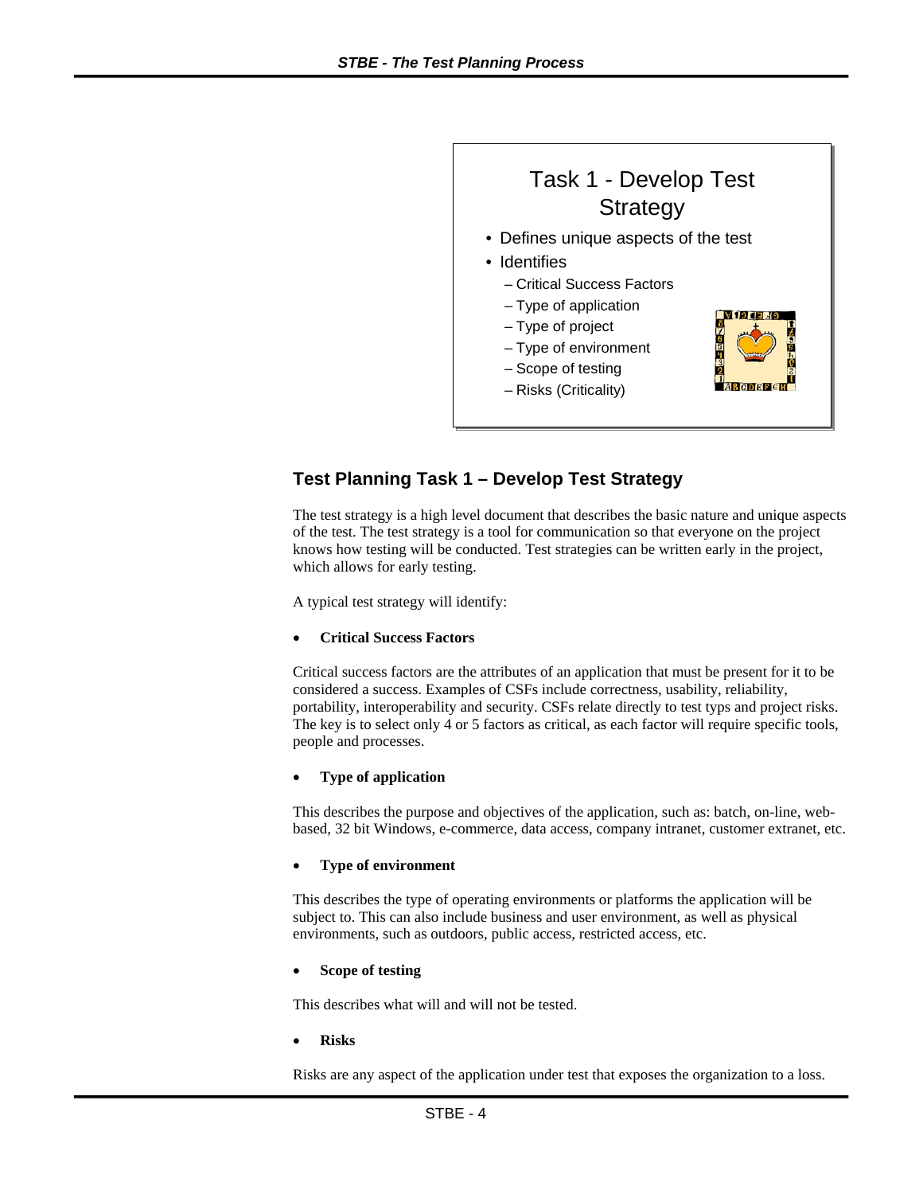## Task 1 - Develop Test Strategy

- Defines unique aspects of the test
- Identifies
  - Critical Success Factors
  - Type of application
  - Type of project
  - Type of environment
  - Scope of testing
  - Risks (Criticality)

## Test Planning Task 1 – Develop Test Strategy

The test strategy is a high level document that describes the basic nature and unique aspects of the test. The test strategy is a tool for communication so that everyone on the project knows how testing will be conducted. Test strategies can be written early in the project, which allows for early testing.

A typical test strategy will identify:

- **Critical Success Factors**

Critical success factors are the attributes of an application that must be present for it to be considered a success. Examples of CSFs include correctness, usability, reliability, portability, interoperability and security. CSFs relate directly to test typs and project risks. The key is to select only 4 or 5 factors as critical, as each factor will require specific tools, people and processes.

- **Type of application**

This describes the purpose and objectives of the application, such as: batch, on-line, web-based, 32 bit Windows, e-commerce, data access, company intranet, customer extranet, etc.

- **Type of environment**

This describes the type of operating environments or platforms the application will be subject to. This can also include business and user environment, as well as physical environments, such as outdoors, public access, restricted access, etc.

- **Scope of testing**

This describes what will and will not be tested.

- **Risks**

Risks are any aspect of the application under test that exposes the organization to a loss.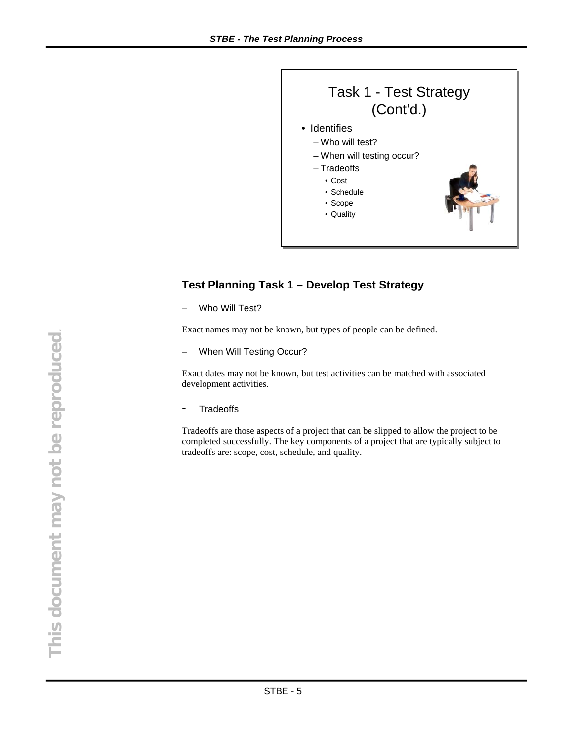Task 1 - Test Strategy (Cont'd.)

- Identifies
  - Who will test?
  - When will testing occur?
  - Tradeoffs
    - Cost
    - Schedule
    - Scope
    - Quality

## Test Planning Task 1 – Develop Test Strategy

– Who Will Test?

Exact names may not be known, but types of people can be defined.

– When Will Testing Occur?

Exact dates may not be known, but test activities can be matched with associated development activities.

- Tradeoffs

Tradeoffs are those aspects of a project that can be slipped to allow the project to be completed successfully. The key components of a project that are typically subject to tradeoffs are: scope, cost, schedule, and quality.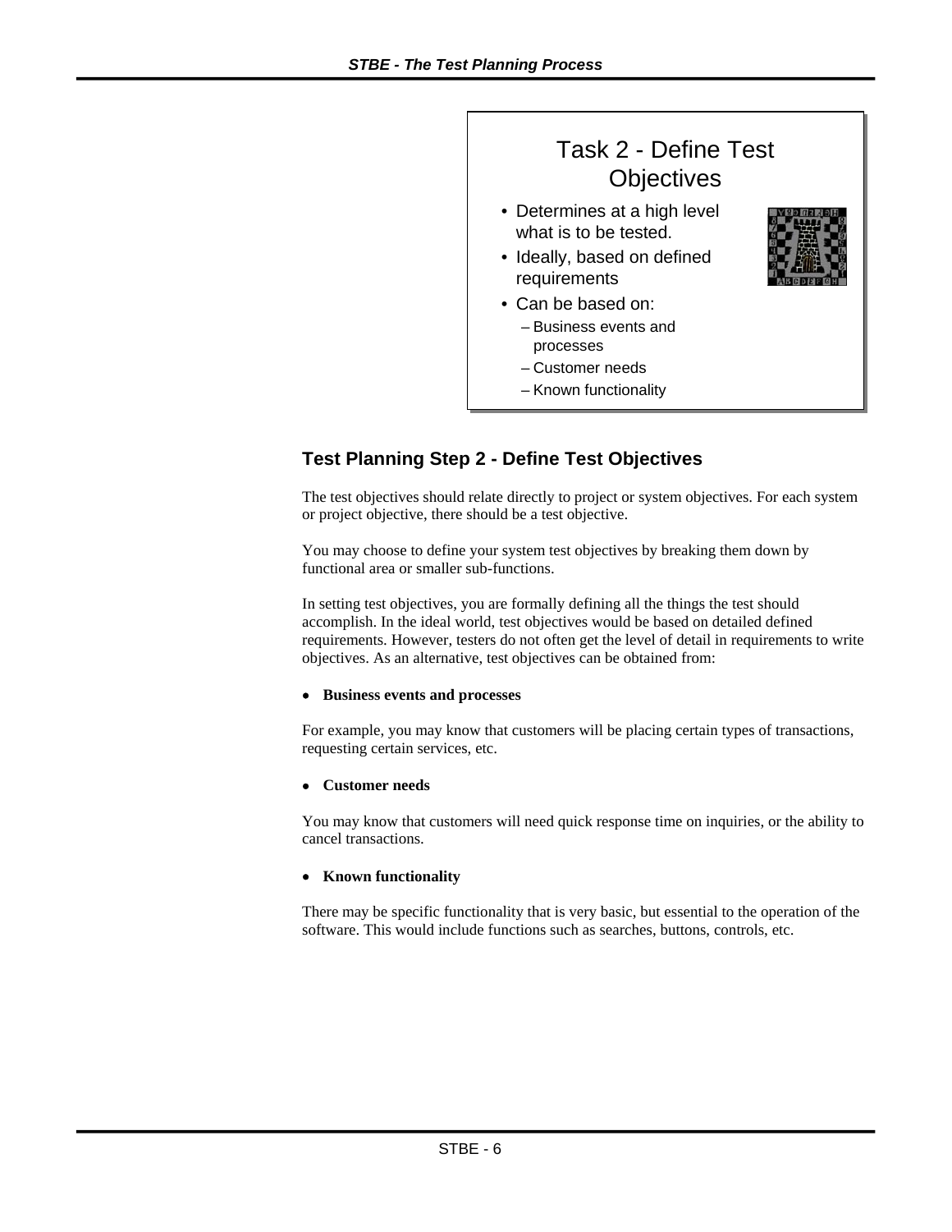## Task 2 - Define Test Objectives

- Determines at a high level what is to be tested.
- Ideally, based on defined requirements
- Can be based on:
  - Business events and processes
  - Customer needs
  - Known functionality

### Test Planning Step 2 - Define Test Objectives

The test objectives should relate directly to project or system objectives. For each system or project objective, there should be a test objective.

You may choose to define your system test objectives by breaking them down by functional area or smaller sub-functions.

In setting test objectives, you are formally defining all the things the test should accomplish. In the ideal world, test objectives would be based on detailed defined requirements. However, testers do not often get the level of detail in requirements to write objectives. As an alternative, test objectives can be obtained from:

- **Business events and processes**

For example, you may know that customers will be placing certain types of transactions, requesting certain services, etc.

- **Customer needs**

You may know that customers will need quick response time on inquiries, or the ability to cancel transactions.

- **Known functionality**

There may be specific functionality that is very basic, but essential to the operation of the software. This would include functions such as searches, buttons, controls, etc.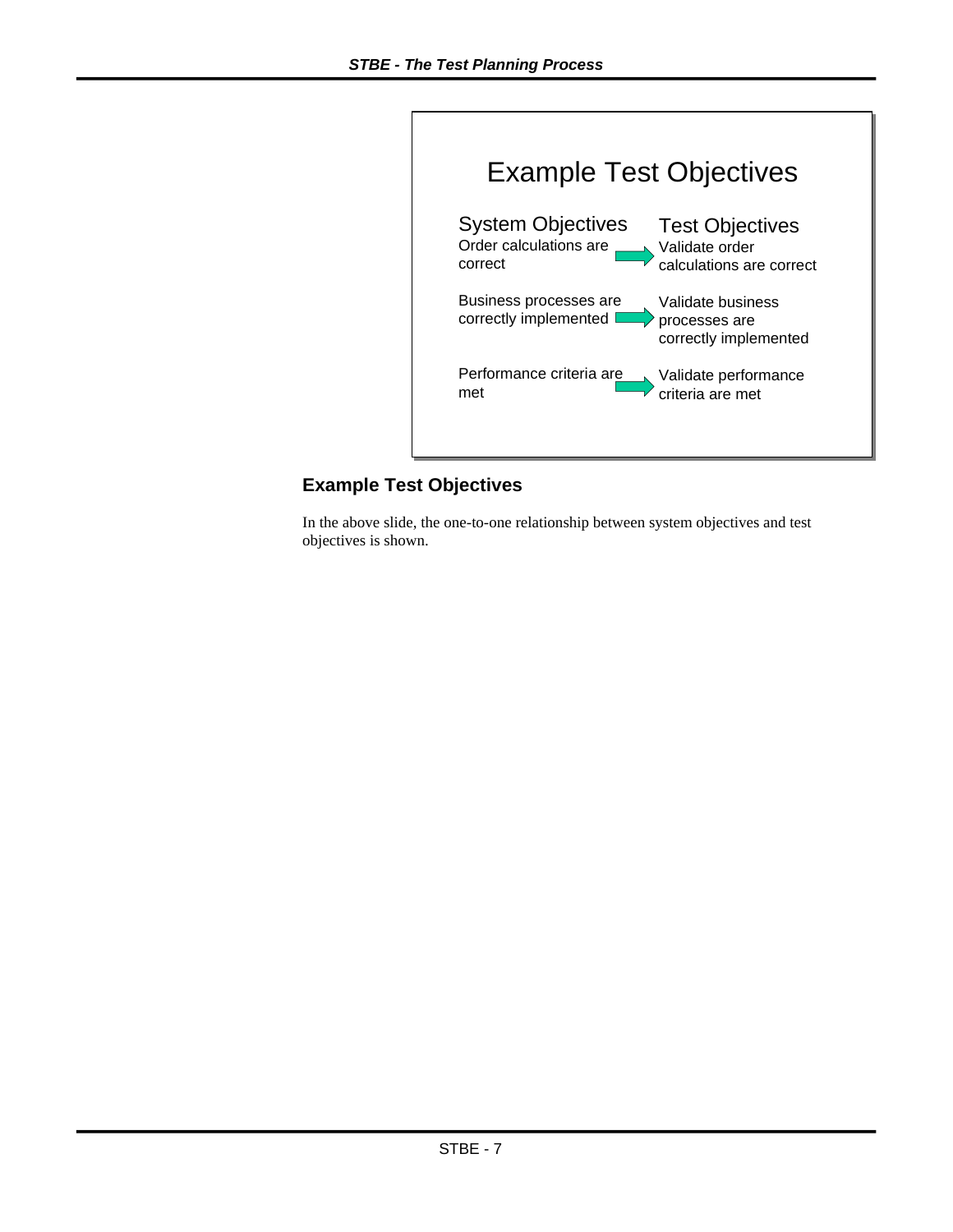## Example Test Objectives

| System Objectives | | Test Objectives |
| --- | --- | --- |
| Order calculations are correct | → | Validate order calculations are correct |
| Business processes are correctly implemented | → | Validate business processes are correctly implemented |
| Performance criteria are met | → | Validate performance criteria are met |

### Example Test Objectives

In the above slide, the one-to-one relationship between system objectives and test objectives is shown.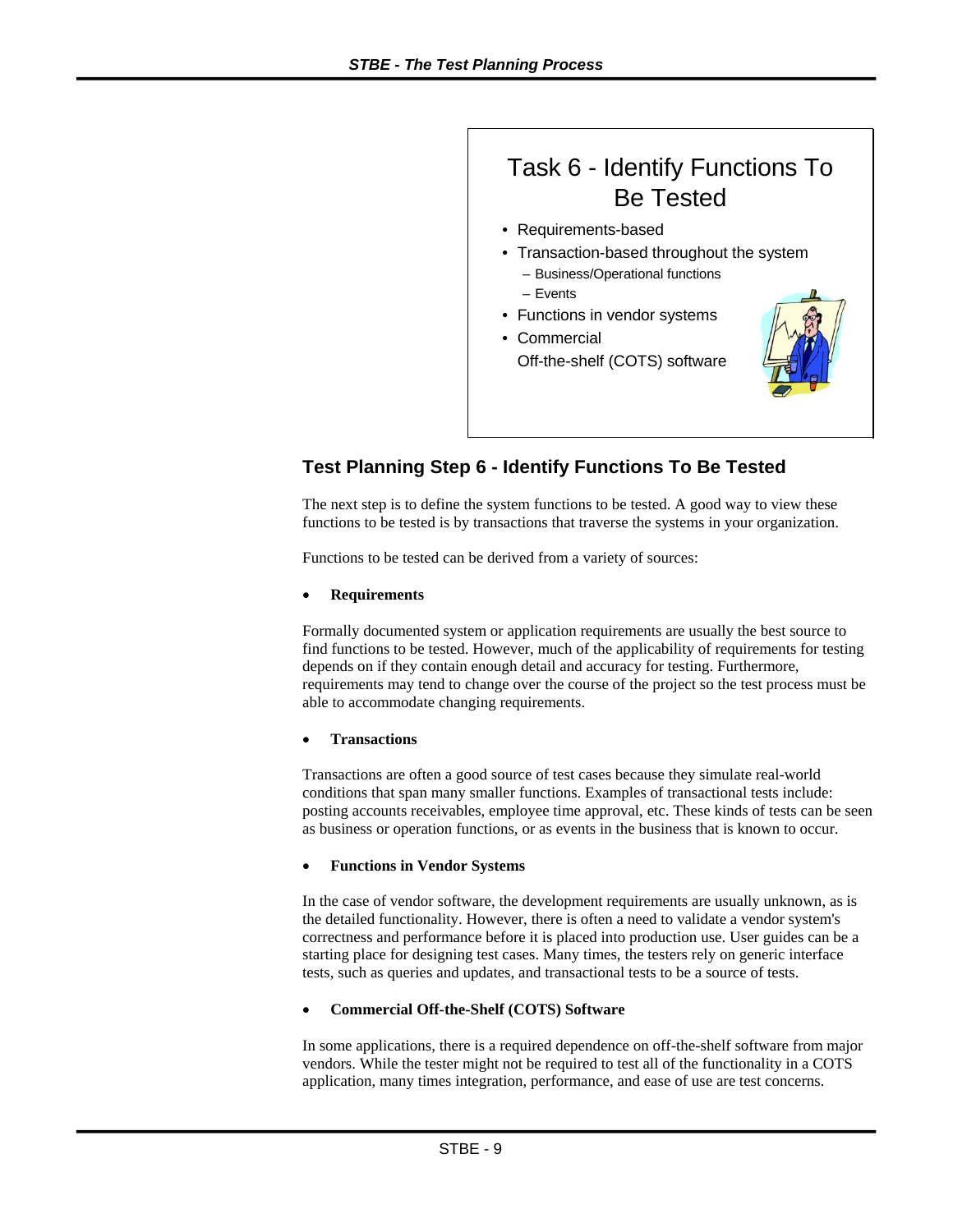## Task 6 - Identify Functions To Be Tested

- Requirements-based
- Transaction-based throughout the system
  - Business/Operational functions
  - Events
- Functions in vendor systems
- Commercial Off-the-shelf (COTS) software

### Test Planning Step 6 - Identify Functions To Be Tested

The next step is to define the system functions to be tested. A good way to view these functions to be tested is by transactions that traverse the systems in your organization.

Functions to be tested can be derived from a variety of sources:

- **Requirements**

Formally documented system or application requirements are usually the best source to find functions to be tested. However, much of the applicability of requirements for testing depends on if they contain enough detail and accuracy for testing. Furthermore, requirements may tend to change over the course of the project so the test process must be able to accommodate changing requirements.

- **Transactions**

Transactions are often a good source of test cases because they simulate real-world conditions that span many smaller functions. Examples of transactional tests include: posting accounts receivables, employee time approval, etc. These kinds of tests can be seen as business or operation functions, or as events in the business that is known to occur.

- **Functions in Vendor Systems**

In the case of vendor software, the development requirements are usually unknown, as is the detailed functionality. However, there is often a need to validate a vendor system's correctness and performance before it is placed into production use. User guides can be a starting place for designing test cases. Many times, the testers rely on generic interface tests, such as queries and updates, and transactional tests to be a source of tests.

- **Commercial Off-the-Shelf (COTS) Software**

In some applications, there is a required dependence on off-the-shelf software from major vendors. While the tester might not be required to test all of the functionality in a COTS application, many times integration, performance, and ease of use are test concerns.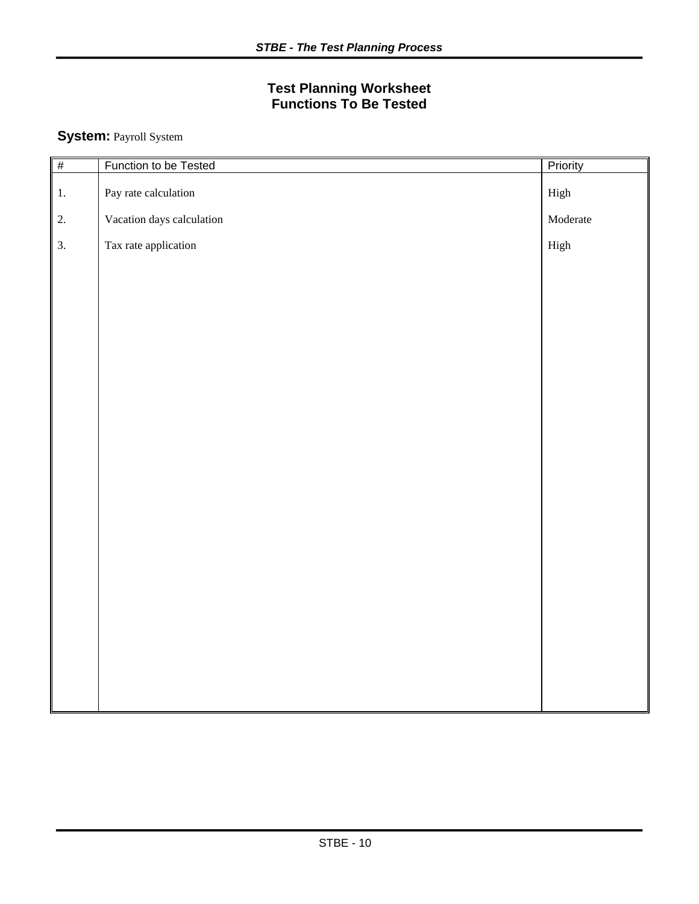## Test Planning Worksheet
## Functions To Be Tested

**System:** Payroll System

| # | Function to be Tested | Priority |
|---|---|---|
| 1. | Pay rate calculation | High |
| 2. | Vacation days calculation | Moderate |
| 3. | Tax rate application | High |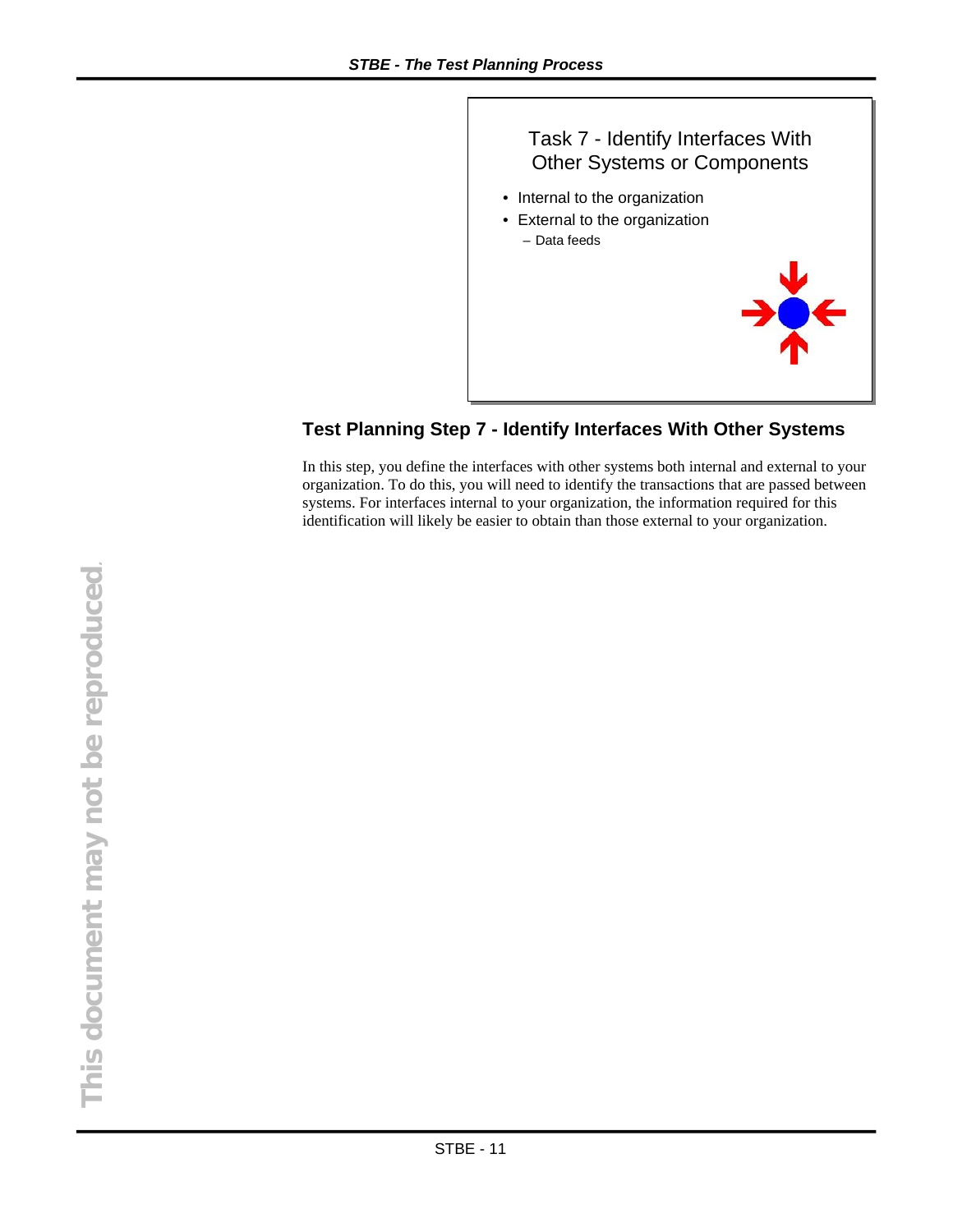Task 7 - Identify Interfaces With Other Systems or Components

- Internal to the organization
- External to the organization
  - Data feeds

## Test Planning Step 7 - Identify Interfaces With Other Systems

In this step, you define the interfaces with other systems both internal and external to your organization. To do this, you will need to identify the transactions that are passed between systems. For interfaces internal to your organization, the information required for this identification will likely be easier to obtain than those external to your organization.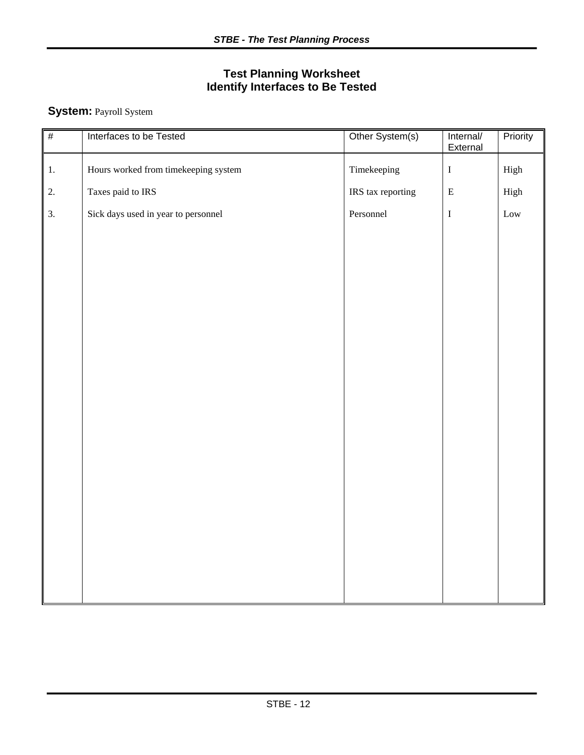## Test Planning Worksheet
## Identify Interfaces to Be Tested

**System:** Payroll System

| # | Interfaces to be Tested | Other System(s) | Internal/ External | Priority |
|---|---|---|---|---|
| 1. | Hours worked from timekeeping system | Timekeeping | I | High |
| 2. | Taxes paid to IRS | IRS tax reporting | E | High |
| 3. | Sick days used in year to personnel | Personnel | I | Low |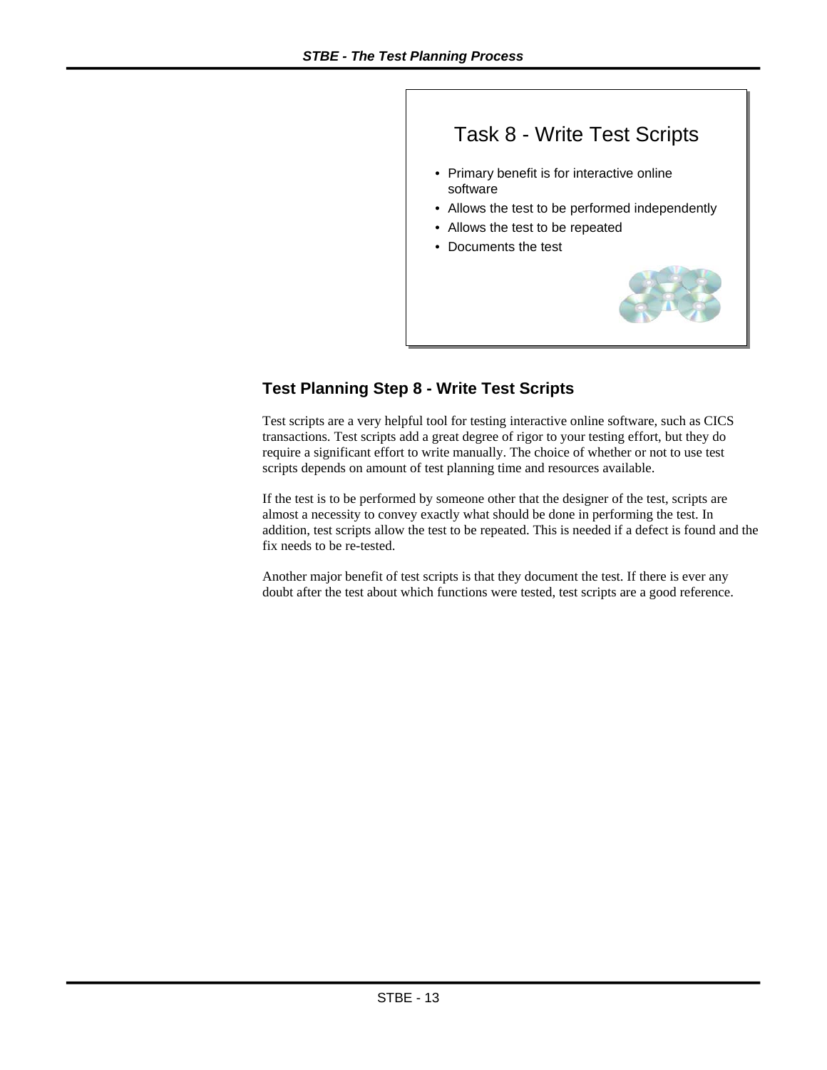## Task 8 - Write Test Scripts

- Primary benefit is for interactive online software
- Allows the test to be performed independently
- Allows the test to be repeated
- Documents the test

### Test Planning Step 8 - Write Test Scripts

Test scripts are a very helpful tool for testing interactive online software, such as CICS transactions. Test scripts add a great degree of rigor to your testing effort, but they do require a significant effort to write manually. The choice of whether or not to use test scripts depends on amount of test planning time and resources available.

If the test is to be performed by someone other that the designer of the test, scripts are almost a necessity to convey exactly what should be done in performing the test. In addition, test scripts allow the test to be repeated. This is needed if a defect is found and the fix needs to be re-tested.

Another major benefit of test scripts is that they document the test. If there is ever any doubt after the test about which functions were tested, test scripts are a good reference.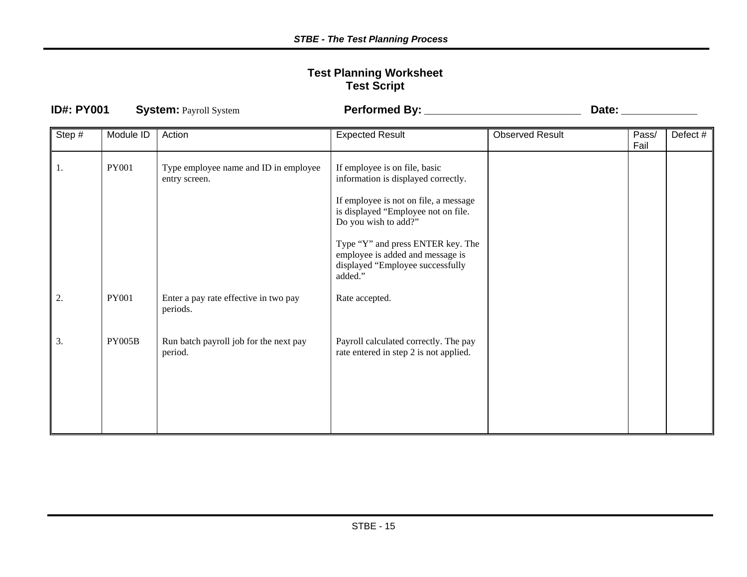# Test Planning Worksheet
## Test Script

**ID#: PY001** **System:** Payroll System **Performed By:** ___________________________ **Date:** _____________

| Step # | Module ID | Action | Expected Result | Observed Result | Pass/ Fail | Defect # |
|---|---|---|---|---|---|---|
| 1. | PY001 | Type employee name and ID in employee entry screen. | If employee is on file, basic information is displayed correctly.<br><br>If employee is not on file, a message is displayed "Employee not on file. Do you wish to add?"<br><br>Type "Y" and press ENTER key. The employee is added and message is displayed "Employee successfully added." | | | |
| 2. | PY001 | Enter a pay rate effective in two pay periods. | Rate accepted. | | | |
| 3. | PY005B | Run batch payroll job for the next pay period. | Payroll calculated correctly. The pay rate entered in step 2 is not applied. | | | |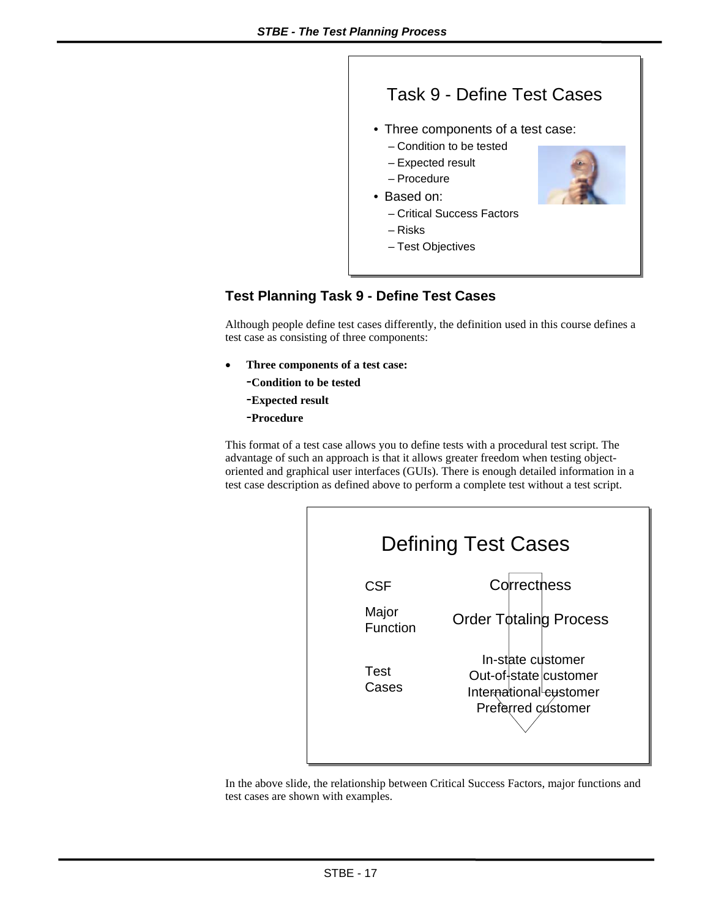**Task 9 - Define Test Cases**

- Three components of a test case:
  - Condition to be tested
  - Expected result
  - Procedure
- Based on:
  - Critical Success Factors
  - Risks
  - Test Objectives

### Test Planning Task 9 - Define Test Cases

Although people define test cases differently, the definition used in this course defines a test case as consisting of three components:

- **Three components of a test case:**
  - **Condition to be tested**
  - **Expected result**
  - **Procedure**

This format of a test case allows you to define tests with a procedural test script. The advantage of such an approach is that it allows greater freedom when testing object-oriented and graphical user interfaces (GUIs). There is enough detailed information in a test case description as defined above to perform a complete test without a test script.

**Defining Test Cases**

| | |
|---|---|
| CSF | Correctness |
| Major Function | Order Totaling Process |
| Test Cases | In-state customer<br>Out-of-state customer<br>International customer<br>Preferred customer |

In the above slide, the relationship between Critical Success Factors, major functions and test cases are shown with examples.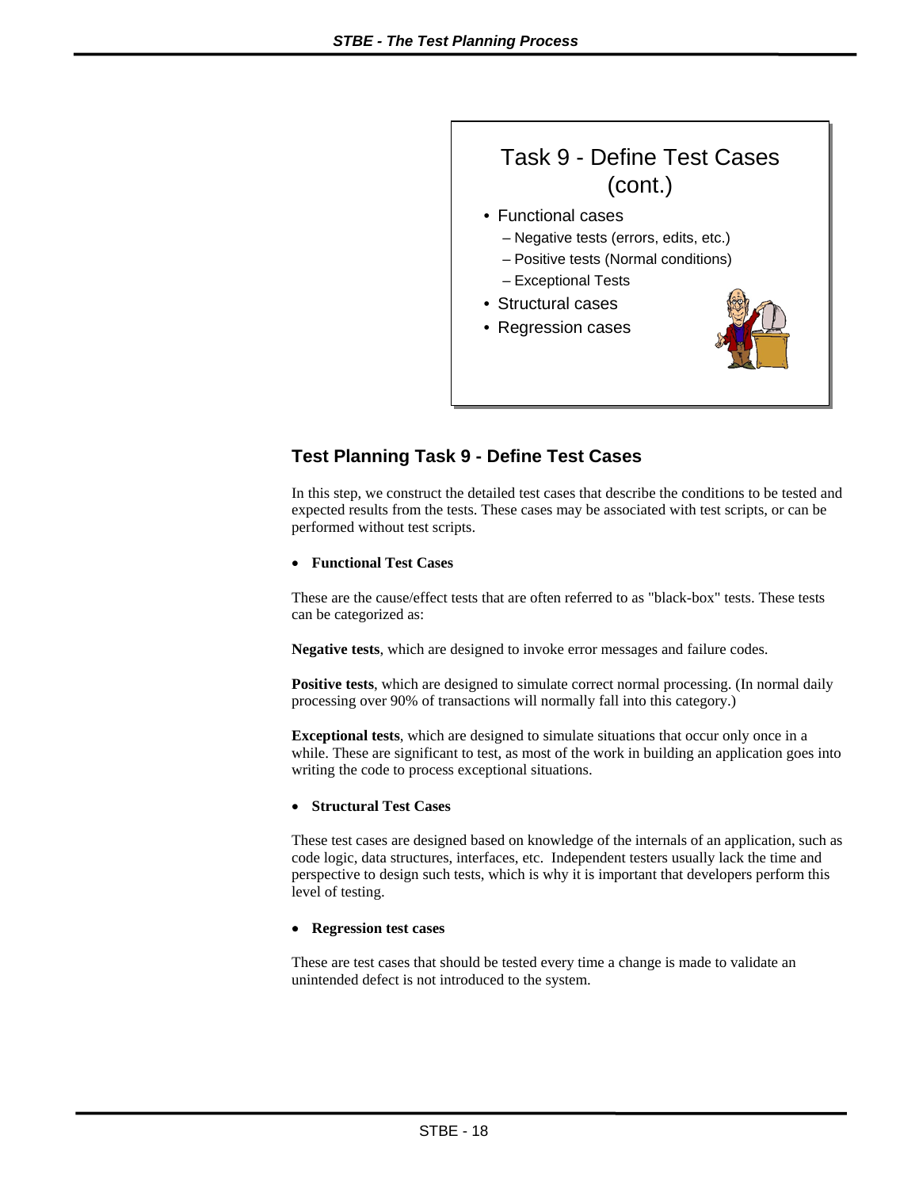Task 9 - Define Test Cases (cont.)

- Functional cases
  - Negative tests (errors, edits, etc.)
  - Positive tests (Normal conditions)
  - Exceptional Tests
- Structural cases
- Regression cases

## Test Planning Task 9 - Define Test Cases

In this step, we construct the detailed test cases that describe the conditions to be tested and expected results from the tests. These cases may be associated with test scripts, or can be performed without test scripts.

- **Functional Test Cases**

These are the cause/effect tests that are often referred to as "black-box" tests. These tests can be categorized as:

**Negative tests**, which are designed to invoke error messages and failure codes.

**Positive tests**, which are designed to simulate correct normal processing. (In normal daily processing over 90% of transactions will normally fall into this category.)

**Exceptional tests**, which are designed to simulate situations that occur only once in a while. These are significant to test, as most of the work in building an application goes into writing the code to process exceptional situations.

- **Structural Test Cases**

These test cases are designed based on knowledge of the internals of an application, such as code logic, data structures, interfaces, etc. Independent testers usually lack the time and perspective to design such tests, which is why it is important that developers perform this level of testing.

- **Regression test cases**

These are test cases that should be tested every time a change is made to validate an unintended defect is not introduced to the system.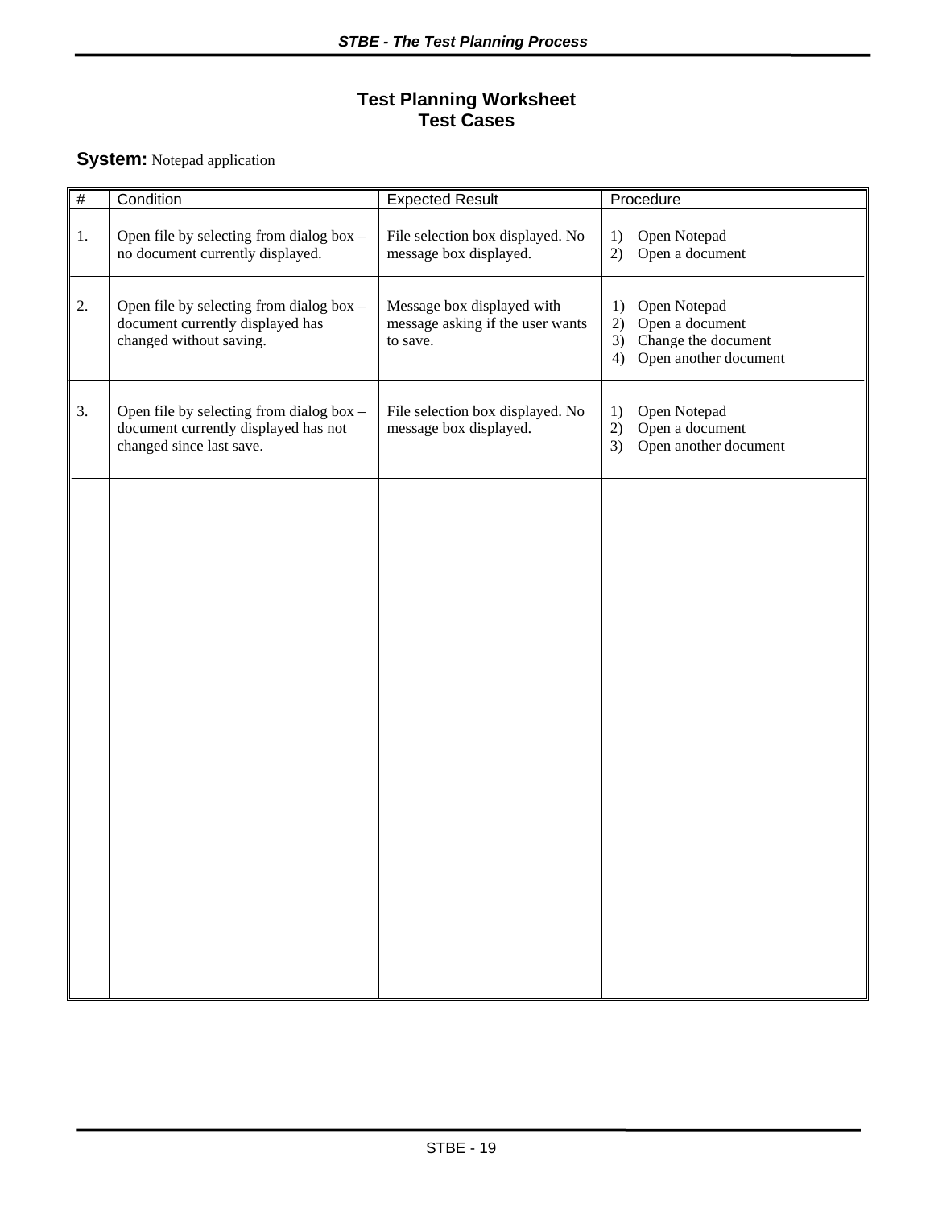# Test Planning Worksheet
## Test Cases

**System:** Notepad application

| # | Condition | Expected Result | Procedure |
|---|---|---|---|
| 1. | Open file by selecting from dialog box – no document currently displayed. | File selection box displayed. No message box displayed. | 1) Open Notepad<br>2) Open a document |
| 2. | Open file by selecting from dialog box – document currently displayed has changed without saving. | Message box displayed with message asking if the user wants to save. | 1) Open Notepad<br>2) Open a document<br>3) Change the document<br>4) Open another document |
| 3. | Open file by selecting from dialog box – document currently displayed has not changed since last save. | File selection box displayed. No message box displayed. | 1) Open Notepad<br>2) Open a document<br>3) Open another document |
| | | | |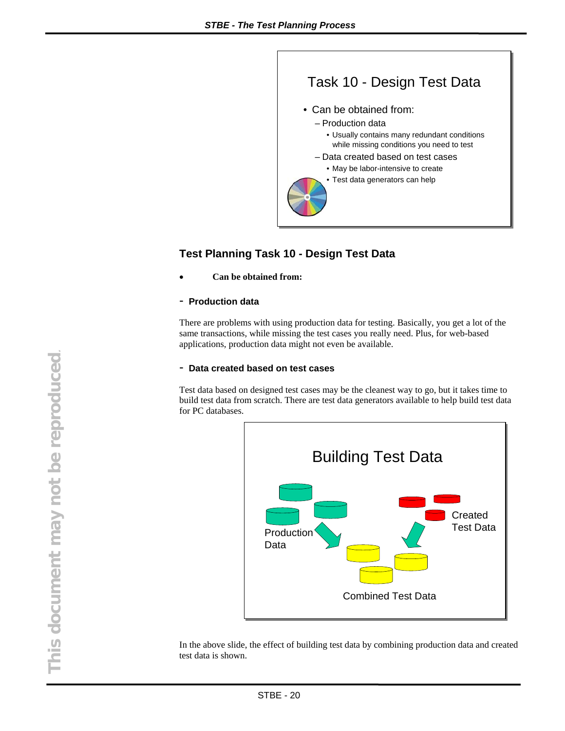Task 10 - Design Test Data

- Can be obtained from:
  - Production data
    - Usually contains many redundant conditions while missing conditions you need to test
  - Data created based on test cases
    - May be labor-intensive to create
    - Test data generators can help

## Test Planning Task 10 - Design Test Data

- **Can be obtained from:**

### - Production data

There are problems with using production data for testing. Basically, you get a lot of the same transactions, while missing the test cases you really need. Plus, for web-based applications, production data might not even be available.

### - Data created based on test cases

Test data based on designed test cases may be the cleanest way to go, but it takes time to build test data from scratch. There are test data generators available to help build test data for PC databases.

Building Test Data

Production Data

Created Test Data

Combined Test Data

In the above slide, the effect of building test data by combining production data and created test data is shown.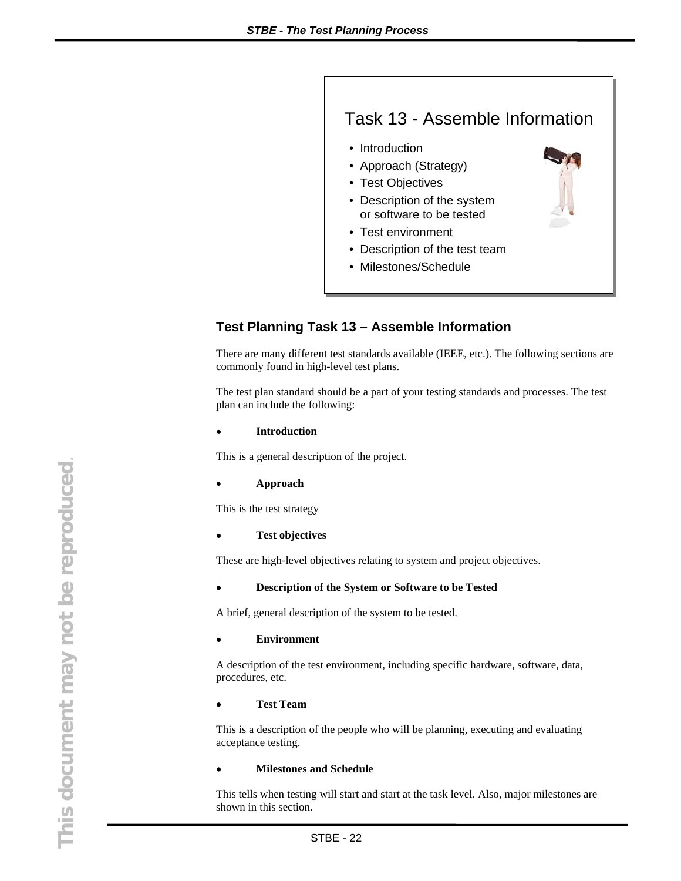## Task 13 - Assemble Information

- Introduction
- Approach (Strategy)
- Test Objectives
- Description of the system or software to be tested
- Test environment
- Description of the test team
- Milestones/Schedule

### Test Planning Task 13 – Assemble Information

There are many different test standards available (IEEE, etc.). The following sections are commonly found in high-level test plans.

The test plan standard should be a part of your testing standards and processes. The test plan can include the following:

- **Introduction**

This is a general description of the project.

- **Approach**

This is the test strategy

- **Test objectives**

These are high-level objectives relating to system and project objectives.

- **Description of the System or Software to be Tested**

A brief, general description of the system to be tested.

- **Environment**

A description of the test environment, including specific hardware, software, data, procedures, etc.

- **Test Team**

This is a description of the people who will be planning, executing and evaluating acceptance testing.

- **Milestones and Schedule**

This tells when testing will start and start at the task level. Also, major milestones are shown in this section.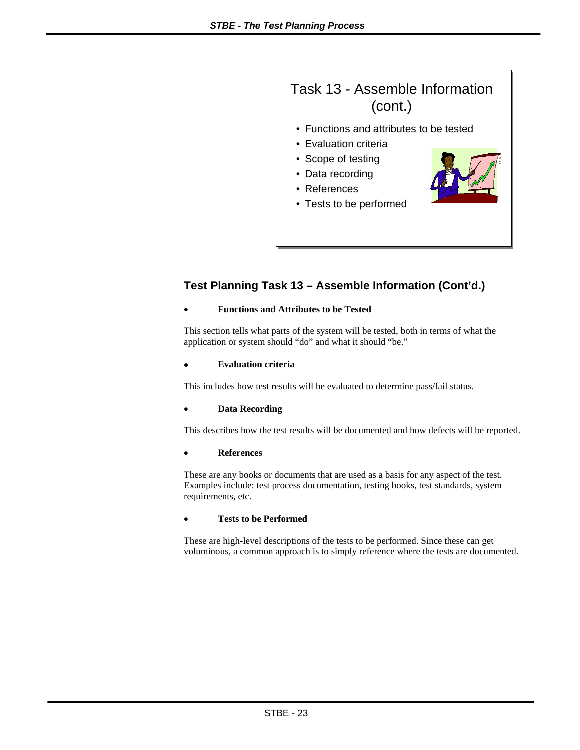## Task 13 - Assemble Information (cont.)

- Functions and attributes to be tested
- Evaluation criteria
- Scope of testing
- Data recording
- References
- Tests to be performed

### Test Planning Task 13 – Assemble Information (Cont'd.)

- **Functions and Attributes to be Tested**

This section tells what parts of the system will be tested, both in terms of what the application or system should "do" and what it should "be."

- **Evaluation criteria**

This includes how test results will be evaluated to determine pass/fail status.

- **Data Recording**

This describes how the test results will be documented and how defects will be reported.

- **References**

These are any books or documents that are used as a basis for any aspect of the test. Examples include: test process documentation, testing books, test standards, system requirements, etc.

- **Tests to be Performed**

These are high-level descriptions of the tests to be performed. Since these can get voluminous, a common approach is to simply reference where the tests are documented.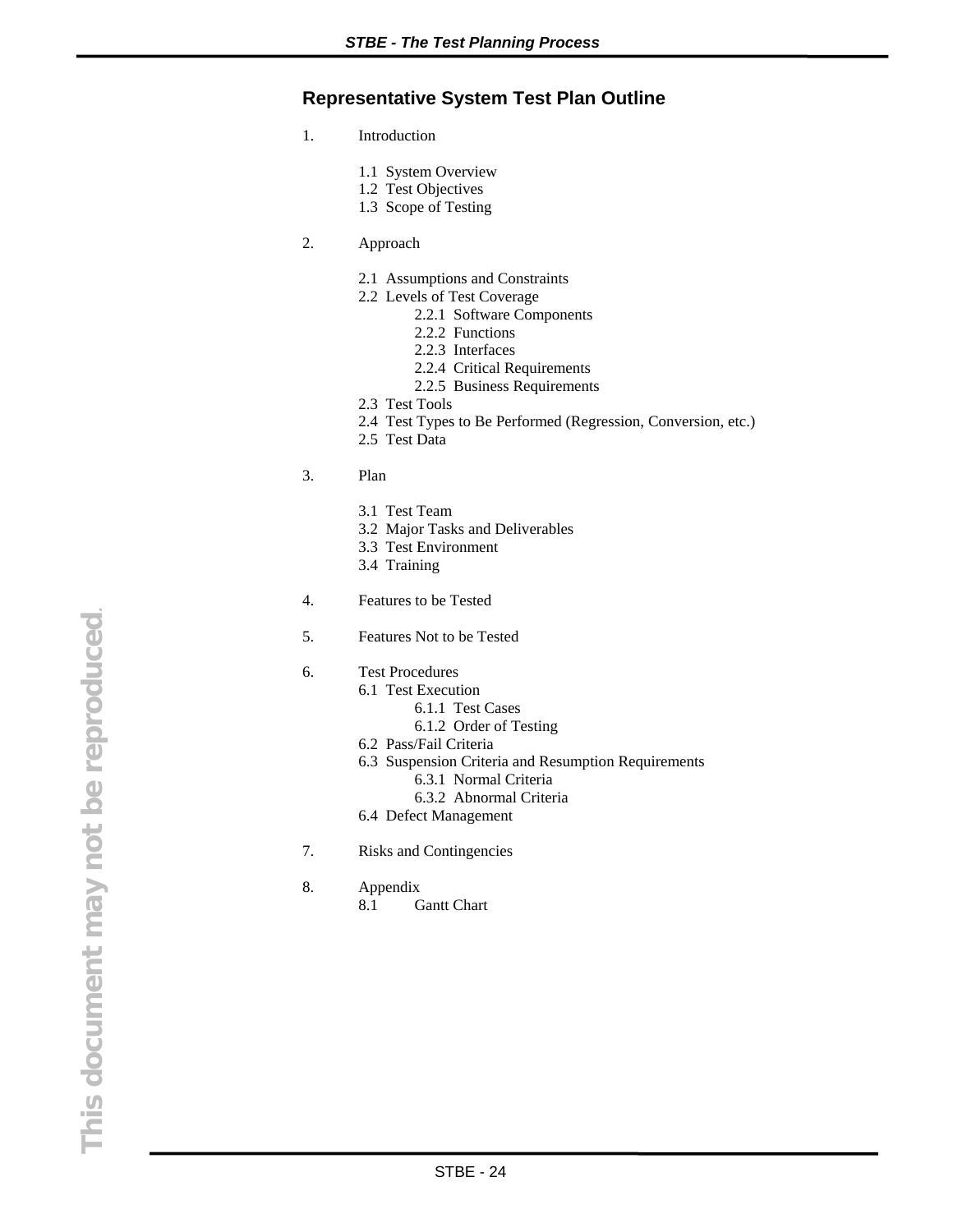## Representative System Test Plan Outline

1. Introduction

    1.1 System Overview
    1.2 Test Objectives
    1.3 Scope of Testing

2. Approach

    2.1 Assumptions and Constraints
    2.2 Levels of Test Coverage
        2.2.1 Software Components
        2.2.2 Functions
        2.2.3 Interfaces
        2.2.4 Critical Requirements
        2.2.5 Business Requirements
    2.3 Test Tools
    2.4 Test Types to Be Performed (Regression, Conversion, etc.)
    2.5 Test Data

3. Plan

    3.1 Test Team
    3.2 Major Tasks and Deliverables
    3.3 Test Environment
    3.4 Training

4. Features to be Tested

5. Features Not to be Tested

6. Test Procedures
    6.1 Test Execution
        6.1.1 Test Cases
        6.1.2 Order of Testing
    6.2 Pass/Fail Criteria
    6.3 Suspension Criteria and Resumption Requirements
        6.3.1 Normal Criteria
        6.3.2 Abnormal Criteria
    6.4 Defect Management

7. Risks and Contingencies

8. Appendix
    8.1 Gantt Chart